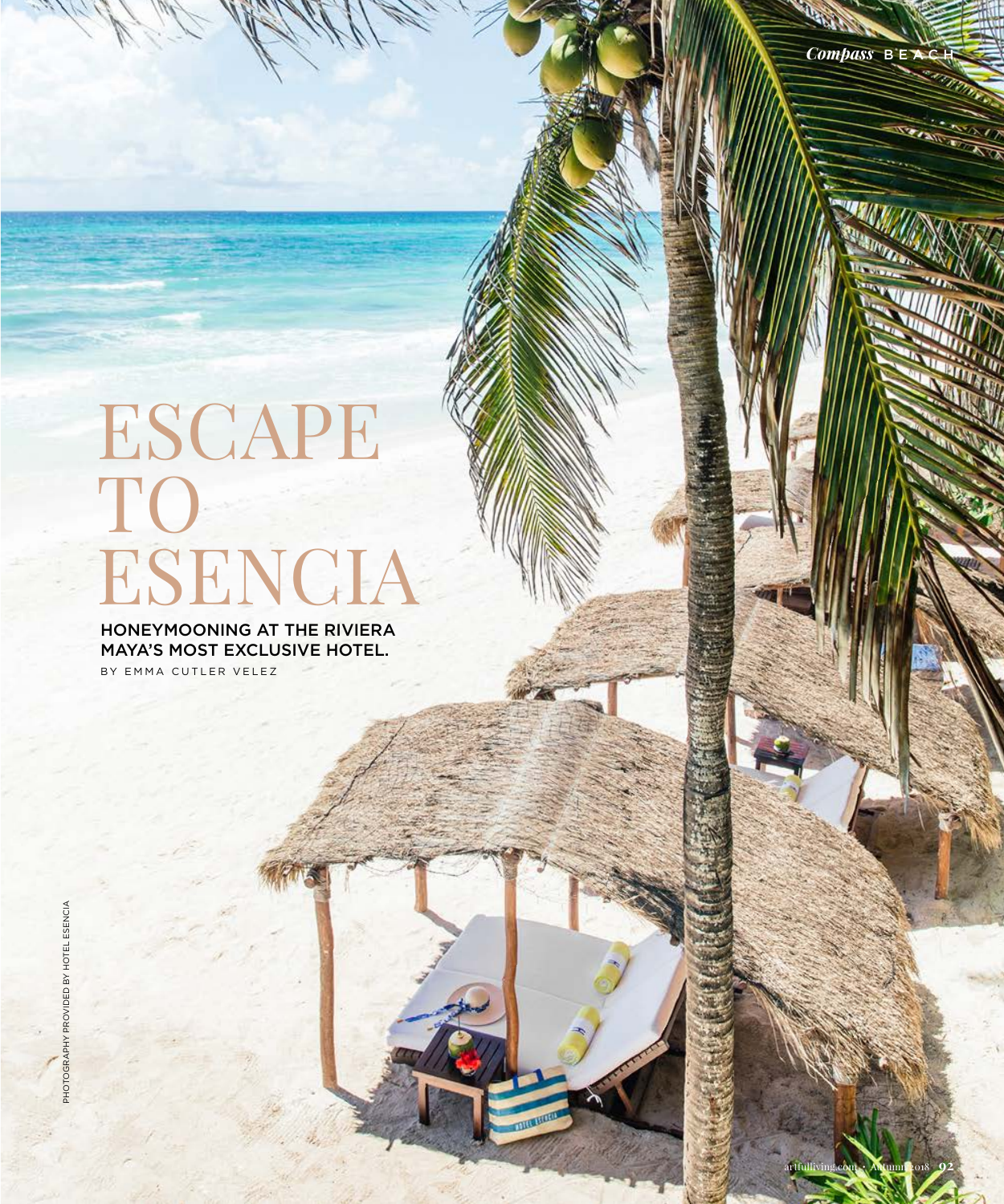# ESCAPE TO ESENCIA

**HONEYMOONING AT THE RIVIERA MAYA'S MOST EXCLUSIVE HOTEL.**

BY EMMA CUTLER VELEZ

PHOTOGRAPHY PROVIDED BY HOTEL ESENCIA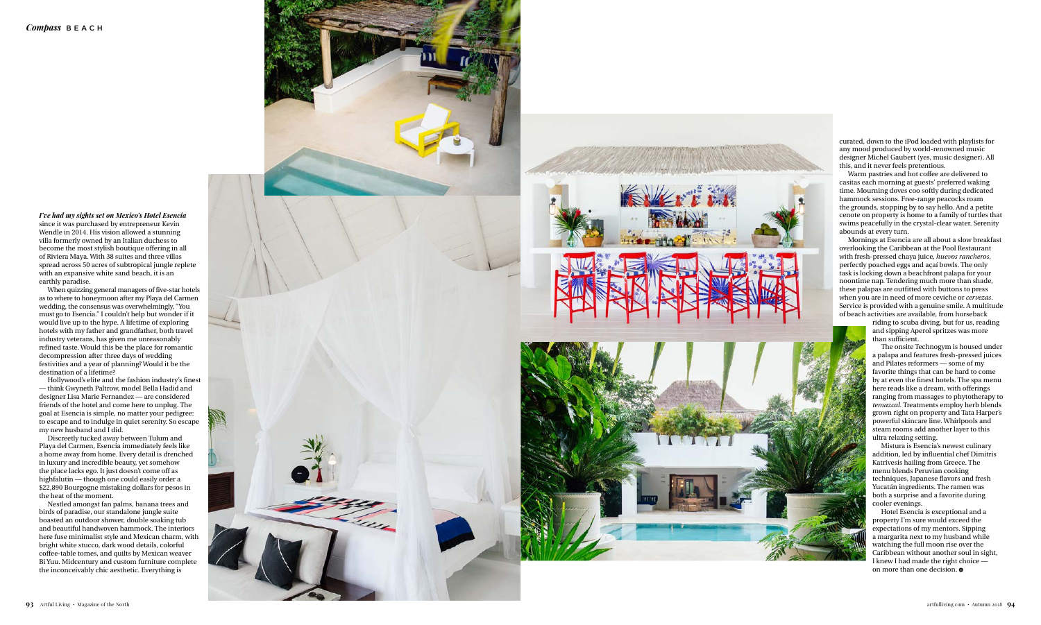*I've had my sights set on Mexico's Hotel Esencia* since it was purchased by entrepreneur Kevin Wendle in 2014. His vision allowed a stunning villa formerly owned by an Italian duchess to become the most stylish boutique offering in all of Riviera Maya. With 38 suites and three villas spread across 50 acres of subtropical jungle replete with an expansive white sand beach, it is an earthly paradise.

When quizzing general managers of five-star hotels as to where to honeymoon after my Playa del Carmen wedding, the consensus was overwhelmingly, "You must go to Esencia." I couldn't help but wonder if it would live up to the hype. A lifetime of exploring hotels with my father and grandfather, both travel industry veterans, has given me unreasonably refined taste. Would this be the place for romantic decompression after three days of wedding festivities and a year of planning? Would it be the destination of a lifetime?

Hollywood's elite and the fashion industry's finest — think Gwyneth Paltrow, model Bella Hadid and designer Lisa Marie Fernandez — are considered friends of the hotel and come here to unplug. The goal at Esencia is simple, no matter your pedigree: to escape and to indulge in quiet serenity. So escape my new husband and I did.

Discreetly tucked away between Tulum and Playa del Carmen, Esencia immediately feels like a home away from home. Every detail is drenched in luxury and incredible beauty, yet somehow the place lacks ego. It just doesn't come off as highfalutin — though one could easily order a $22,890 Bourgogne mistaking dollars for pesos in the heat of the moment.

Nestled amongst fan palms, banana trees and birds of paradise, our standalone jungle suite boasted an outdoor shower, double soaking tub and beautiful handwoven hammock. The interiors here fuse minimalist style and Mexican charm, with bright white stucco, dark wood details, colorful coffee-table tomes, and quilts by Mexican weaver Bi Yuu. Midcentury and custom furniture complete the inconceivably chic aesthetic. Everything is curated, down to the iPod loaded with playlists for any mood produced by world-renowned music designer Michel Gaubert (yes, music designer). All this, and it never feels pretentious.

Warm pastries and hot coffee are delivered to casitas each morning at guests' preferred waking time. Mourning doves coo softly during dedicated hammock sessions. Free-range peacocks roam the grounds, stopping by to say hello. And a petite cenote on property is home to a family of turtles that swims peacefully in the crystal-clear water. Serenity abounds at every turn.

Mornings at Esencia are all about a slow breakfast overlooking the Caribbean at the Pool Restaurant with fresh-pressed chaya juice, *huevos rancheros*, perfectly poached eggs and açaí bowls. The only task is locking down a beachfront palapa for your noontime nap. Tendering much more than shade, these palapas are outfitted with buttons to press when you are in need of more ceviche or *cervezas*. Service is provided with a genuine smile. A multitude of beach activities are available, from horseback riding to scuba diving, but for us, reading and sipping Aperol spritzes was more than sufficient.

The onsite Technogym is housed under a palapa and features fresh-pressed juices and Pilates reformers — some of my favorite things that can be hard to come by at even the finest hotels. The spa menu here reads like a dream, with offerings ranging from massages to phytotherapy to *temazcal*. Treatments employ herb blends grown right on property and Tata Harper's powerful skincare line. Whirlpools and steam rooms add another layer to this ultra relaxing setting.

Mistura is Esencia's newest culinary addition, led by influential chef Dimitris Katrivesis hailing from Greece. The menu blends Peruvian cooking techniques, Japanese flavors and fresh Yucatán ingredients. The ramen was both a surprise and a favorite during cooler evenings.

Hotel Esencia is exceptional and a property I'm sure would exceed the expectations of my mentors. Sipping a margarita next to my husband while watching the full moon rise over the Caribbean without another soul in sight, I knew I had made the right choice — on more than one decision. ●